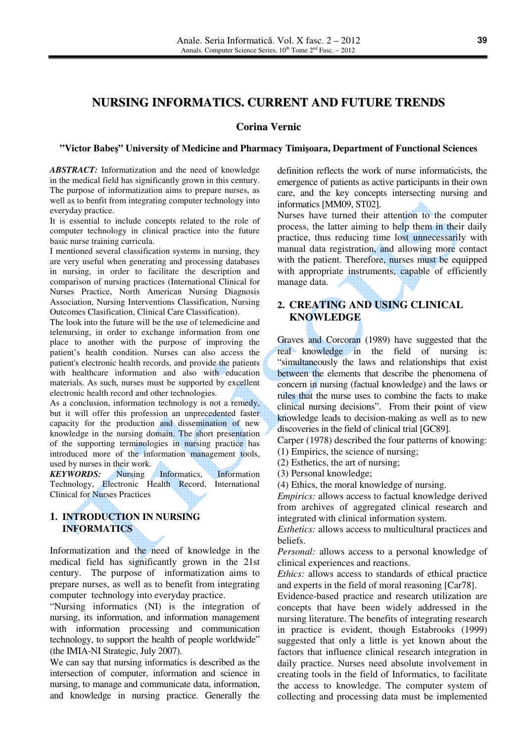# NURSING INFORMATICS. CURRENT AND FUTURE TRENDS

**Corina Vernic**

**"Victor Babeş" University of Medicine and Pharmacy Timişoara, Department of Functional Sciences**

***ABSTRACT:*** Informatization and the need of knowledge in the medical field has significantly grown in this century. The purpose of informatization aims to prepare nurses, as well as to benfit from integrating computer technology into everyday practice.

It is essential to include concepts related to the role of computer technology in clinical practice into the future basic nurse training curricula.

I mentioned several classification systems in nursing, they are very useful when generating and processing databases in nursing, in order to facilitate the description and comparison of nursing practices (International Clinical for Nurses Practice, North American Nursing Diagnosis Association, Nursing Interventions Classification, Nursing Outcomes Clasification, Clinical Care Classification).

The look into the future will be the use of telemedicine and telenursing, in order to exchange information from one place to another with the purpose of improving the patient's health condition. Nurses can also access the patient's electronic health records, and provide the patients with healthcare information and also with education materials. As such, nurses must be supported by excellent electronic health record and other technologies.

As a conclusion, information technology is not a remedy, but it will offer this profession an unprecedented faster capacity for the production and dissemination of new knowledge in the nursing domain. The short presentation of the supporting terminologies in nursing practice has introduced more of the information management tools, used by nurses in their work.

***KEYWORDS:*** Nursing Informatics, Information Technology, Electronic Health Record, International Clinical for Nurses Practices

## 1. INTRODUCTION IN NURSING INFORMATICS

Informatization and the need of knowledge in the medical field has significantly grown in the 21st century. The purpose of informatization aims to prepare nurses, as well as to benefit from integrating computer technology into everyday practice.

"Nursing informatics (NI) is the integration of nursing, its information, and information management with information processing and communication technology, to support the health of people worldwide" (the IMIA-NI Strategic, July 2007).

We can say that nursing informatics is described as the intersection of computer, information and science in nursing, to manage and communicate data, information, and knowledge in nursing practice. Generally the definition reflects the work of nurse informaticists, the emergence of patients as active participants in their own care, and the key concepts intersecting nursing and informatics [MM09, ST02].

Nurses have turned their attention to the computer process, the latter aiming to help them in their daily practice, thus reducing time lost unnecessarily with manual data registration, and allowing more contact with the patient. Therefore, nurses must be equipped with appropriate instruments, capable of efficiently manage data.

## 2. CREATING AND USING CLINICAL KNOWLEDGE

Graves and Corcoran (1989) have suggested that the real knowledge in the field of nursing is: "simultaneously the laws and relationships that exist between the elements that describe the phenomena of concern in nursing (factual knowledge) and the laws or rules that the nurse uses to combine the facts to make clinical nursing decisions". From their point of view knowledge leads to decision-making as well as to new discoveries in the field of clinical trial [GC89].

Carper (1978) described the four patterns of knowing:

(1) Empirics, the science of nursing;
(2) Esthetics, the art of nursing;
(3) Personal knowledge;
(4) Ethics, the moral knowledge of nursing.

*Empirics:* allows access to factual knowledge derived from archives of aggregated clinical research and integrated with clinical information system.

*Esthetics:* allows access to multicultural practices and beliefs.

*Personal:* allows access to a personal knowledge of clinical experiences and reactions.

*Ethics:* allows access to standards of ethical practice and experts in the field of moral reasoning [Car78].

Evidence-based practice and research utilization are concepts that have been widely addressed in the nursing literature. The benefits of integrating research in practice is evident, though Estabrooks (1999) suggested that only a little is yet known about the factors that influence clinical research integration in daily practice. Nurses need absolute involvement in creating tools in the field of Informatics, to facilitate the access to knowledge. The computer system of collecting and processing data must be implemented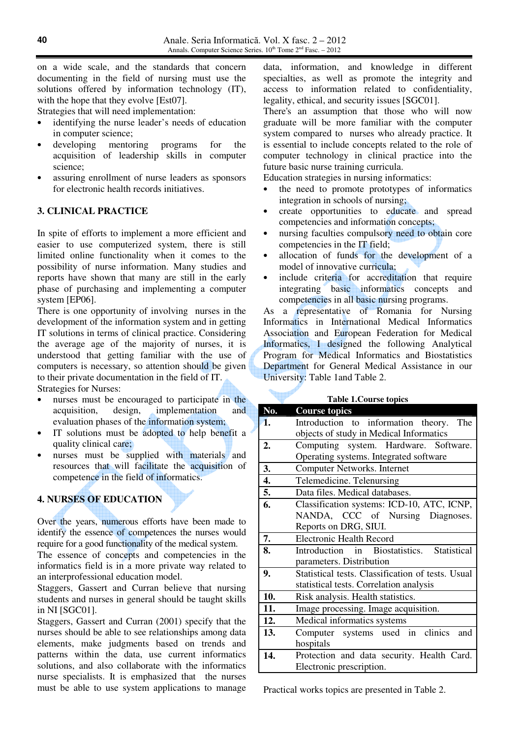on a wide scale, and the standards that concern documenting in the field of nursing must use the solutions offered by information technology (IT), with the hope that they evolve [Est07].

Strategies that will need implementation:

- identifying the nurse leader's needs of education in computer science;
- developing mentoring programs for the acquisition of leadership skills in computer science;
- assuring enrollment of nurse leaders as sponsors for electronic health records initiatives.

## 3. CLINICAL PRACTICE

In spite of efforts to implement a more efficient and easier to use computerized system, there is still limited online functionality when it comes to the possibility of nurse information. Many studies and reports have shown that many are still in the early phase of purchasing and implementing a computer system [EP06].

There is one opportunity of involving nurses in the development of the information system and in getting IT solutions in terms of clinical practice. Considering the average age of the majority of nurses, it is understood that getting familiar with the use of computers is necessary, so attention should be given to their private documentation in the field of IT.

Strategies for Nurses:

- nurses must be encouraged to participate in the acquisition, design, implementation and evaluation phases of the information system;
- IT solutions must be adopted to help benefit a quality clinical care;
- nurses must be supplied with materials and resources that will facilitate the acquisition of competence in the field of informatics.

## 4. NURSES OF EDUCATION

Over the years, numerous efforts have been made to identify the essence of competences the nurses would require for a good functionality of the medical system.

The essence of concepts and competencies in the informatics field is in a more private way related to an interprofessional education model.

Staggers, Gassert and Curran believe that nursing students and nurses in general should be taught skills in NI [SGC01].

Staggers, Gassert and Curran (2001) specify that the nurses should be able to see relationships among data elements, make judgments based on trends and patterns within the data, use current informatics solutions, and also collaborate with the informatics nurse specialists. It is emphasized that the nurses must be able to use system applications to manage data, information, and knowledge in different specialties, as well as promote the integrity and access to information related to confidentiality, legality, ethical, and security issues [SGC01].

There's an assumption that those who will now graduate will be more familiar with the computer system compared to nurses who already practice. It is essential to include concepts related to the role of computer technology in clinical practice into the future basic nurse training curricula.

Education strategies in nursing informatics:

- the need to promote prototypes of informatics integration in schools of nursing;
- create opportunities to educate and spread competencies and information concepts;
- nursing faculties compulsory need to obtain core competencies in the IT field;
- allocation of funds for the development of a model of innovative curricula;
- include criteria for accreditation that require integrating basic informatics concepts and competencies in all basic nursing programs.

As a representative of Romania for Nursing Informatics in International Medical Informatics Association and European Federation for Medical Informatics, I designed the following Analytical Program for Medical Informatics and Biostatistics Department for General Medical Assistance in our University: Table 1and Table 2.

**Table 1.Course topics**

| No. | Course topics |
|---|---|
| 1. | Introduction to information theory. The objects of study in Medical Informatics |
| 2. | Computing system. Hardware. Software. Operating systems. Integrated software |
| 3. | Computer Networks. Internet |
| 4. | Telemedicine. Telenursing |
| 5. | Data files. Medical databases. |
| 6. | Classification systems: ICD-10, ATC, ICNP, NANDA, CCC of Nursing Diagnoses. Reports on DRG, SIUI. |
| 7. | Electronic Health Record |
| 8. | Introduction in Biostatistics. Statistical parameters. Distribution |
| 9. | Statistical tests. Classification of tests. Usual statistical tests. Correlation analysis |
| 10. | Risk analysis. Health statistics. |
| 11. | Image processing. Image acquisition. |
| 12. | Medical informatics systems |
| 13. | Computer systems used in clinics and hospitals |
| 14. | Protection and data security. Health Card. Electronic prescription. |

Practical works topics are presented in Table 2.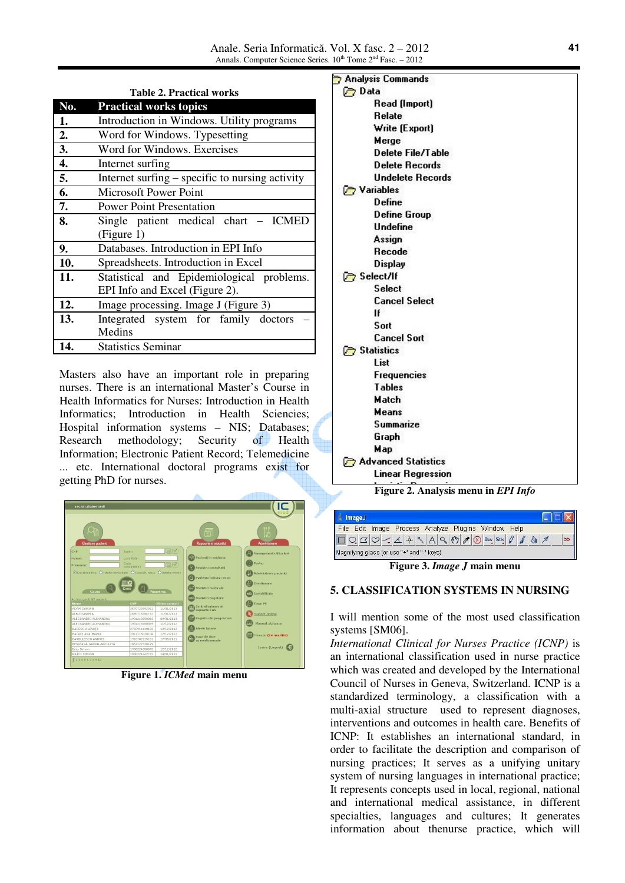**Table 2. Practical works**

| No. | Practical works topics |
|---|---|
| 1. | Introduction in Windows. Utility programs |
| 2. | Word for Windows. Typesetting |
| 3. | Word for Windows. Exercises |
| 4. | Internet surfing |
| 5. | Internet surfing – specific to nursing activity |
| 6. | Microsoft Power Point |
| 7. | Power Point Presentation |
| 8. | Single patient medical chart – ICMED (Figure 1) |
| 9. | Databases. Introduction in EPI Info |
| 10. | Spreadsheets. Introduction in Excel |
| 11. | Statistical and Epidemiological problems. EPI Info and Excel (Figure 2). |
| 12. | Image processing. Image J (Figure 3) |
| 13. | Integrated system for family doctors – Medins |
| 14. | Statistics Seminar |

Masters also have an important role in preparing nurses. There is an international Master's Course in Health Informatics for Nurses: Introduction in Health Informatics; Introduction in Health Sciencies; Hospital information systems – NIS; Databases; Research methodology; Security of Health Information; Electronic Patient Record; Telemedicine ... etc. International doctoral programs exist for getting PhD for nurses.

**Figure 1.** ***ICMed*** **main menu**

**Figure 2. Analysis menu in** ***EPI Info***

**Figure 3.** ***Image J*** **main menu**

## 5. CLASSIFICATION SYSTEMS IN NURSING

I will mention some of the most used classification systems [SM06].

*International Clinical for Nurses Practice (ICNP)* is an international classification used in nurse practice which was created and developed by the International Council of Nurses in Geneva, Switzerland. ICNP is a standardized terminology, a classification with a multi-axial structure used to represent diagnoses, interventions and outcomes in health care. Benefits of ICNP: It establishes an international standard, in order to facilitate the description and comparison of nursing practices; It serves as a unifying unitary system of nursing languages in international practice; It represents concepts used in local, regional, national and international medical assistance, in different specialties, languages and cultures; It generates information about thenurse practice, which will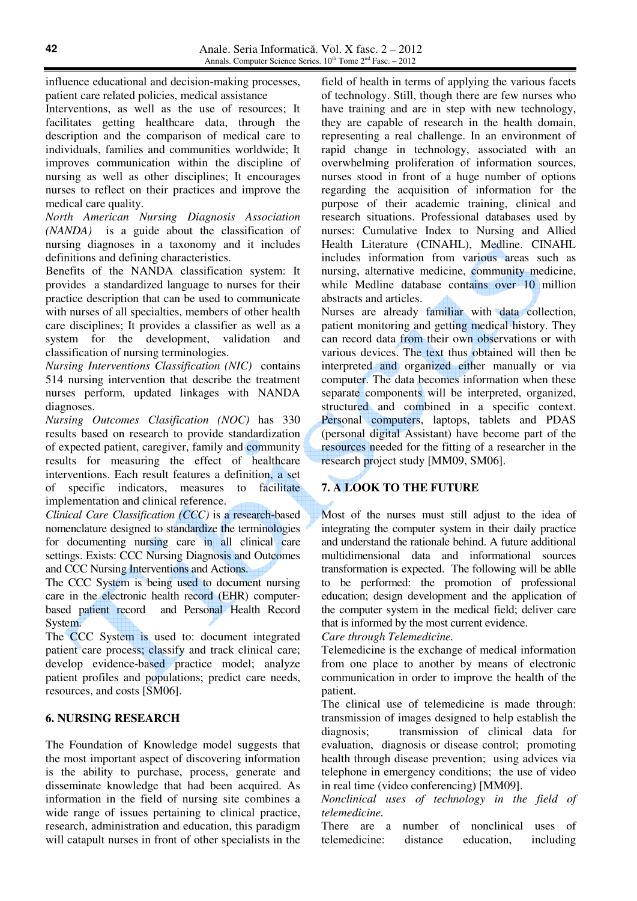influence educational and decision-making processes, patient care related policies, medical assistance Interventions, as well as the use of resources; It facilitates getting healthcare data, through the description and the comparison of medical care to individuals, families and communities worldwide; It improves communication within the discipline of nursing as well as other disciplines; It encourages nurses to reflect on their practices and improve the medical care quality.

*North American Nursing Diagnosis Association (NANDA)* is a guide about the classification of nursing diagnoses in a taxonomy and it includes definitions and defining characteristics.

Benefits of the NANDA classification system: It provides a standardized language to nurses for their practice description that can be used to communicate with nurses of all specialties, members of other health care disciplines; It provides a classifier as well as a system for the development, validation and classification of nursing terminologies.

*Nursing Interventions Classification (NIC)* contains 514 nursing intervention that describe the treatment nurses perform, updated linkages with NANDA diagnoses.

*Nursing Outcomes Clasification (NOC)* has 330 results based on research to provide standardization of expected patient, caregiver, family and community results for measuring the effect of healthcare interventions. Each result features a definition, a set of specific indicators, measures to facilitate implementation and clinical reference.

*Clinical Care Classification (CCC)* is a research-based nomenclature designed to standardize the terminologies for documenting nursing care in all clinical care settings. Exists: CCC Nursing Diagnosis and Outcomes and CCC Nursing Interventions and Actions.

The CCC System is being used to document nursing care in the electronic health record (EHR) computer-based patient record and Personal Health Record System.

The CCC System is used to: document integrated patient care process; classify and track clinical care; develop evidence-based practice model; analyze patient profiles and populations; predict care needs, resources, and costs [SM06].

## 6. NURSING RESEARCH

The Foundation of Knowledge model suggests that the most important aspect of discovering information is the ability to purchase, process, generate and disseminate knowledge that had been acquired. As information in the field of nursing site combines a wide range of issues pertaining to clinical practice, research, administration and education, this paradigm will catapult nurses in front of other specialists in the field of health in terms of applying the various facets of technology. Still, though there are few nurses who have training and are in step with new technology, they are capable of research in the health domain, representing a real challenge. In an environment of rapid change in technology, associated with an overwhelming proliferation of information sources, nurses stood in front of a huge number of options regarding the acquisition of information for the purpose of their academic training, clinical and research situations. Professional databases used by nurses: Cumulative Index to Nursing and Allied Health Literature (CINAHL), Medline. CINAHL includes information from various areas such as nursing, alternative medicine, community medicine, while Medline database contains over 10 million abstracts and articles.

Nurses are already familiar with data collection, patient monitoring and getting medical history. They can record data from their own observations or with various devices. The text thus obtained will then be interpreted and organized either manually or via computer. The data becomes information when these separate components will be interpreted, organized, structured and combined in a specific context. Personal computers, laptops, tablets and PDAS (personal digital Assistant) have become part of the resources needed for the fitting of a researcher in the research project study [MM09, SM06].

## 7. A LOOK TO THE FUTURE

Most of the nurses must still adjust to the idea of integrating the computer system in their daily practice and understand the rationale behind. A future additional multidimensional data and informational sources transformation is expected. The following will be ablle to be performed: the promotion of professional education; design development and the application of the computer system in the medical field; deliver care that is informed by the most current evidence.

*Care through Telemedicine.*

Telemedicine is the exchange of medical information from one place to another by means of electronic communication in order to improve the health of the patient.

The clinical use of telemedicine is made through: transmission of images designed to help establish the diagnosis; transmission of clinical data for evaluation, diagnosis or disease control; promoting health through disease prevention; using advices via telephone in emergency conditions; the use of video in real time (video conferencing) [MM09].

*Nonclinical uses of technology in the field of telemedicine.*

There are a number of nonclinical uses of telemedicine: distance education, including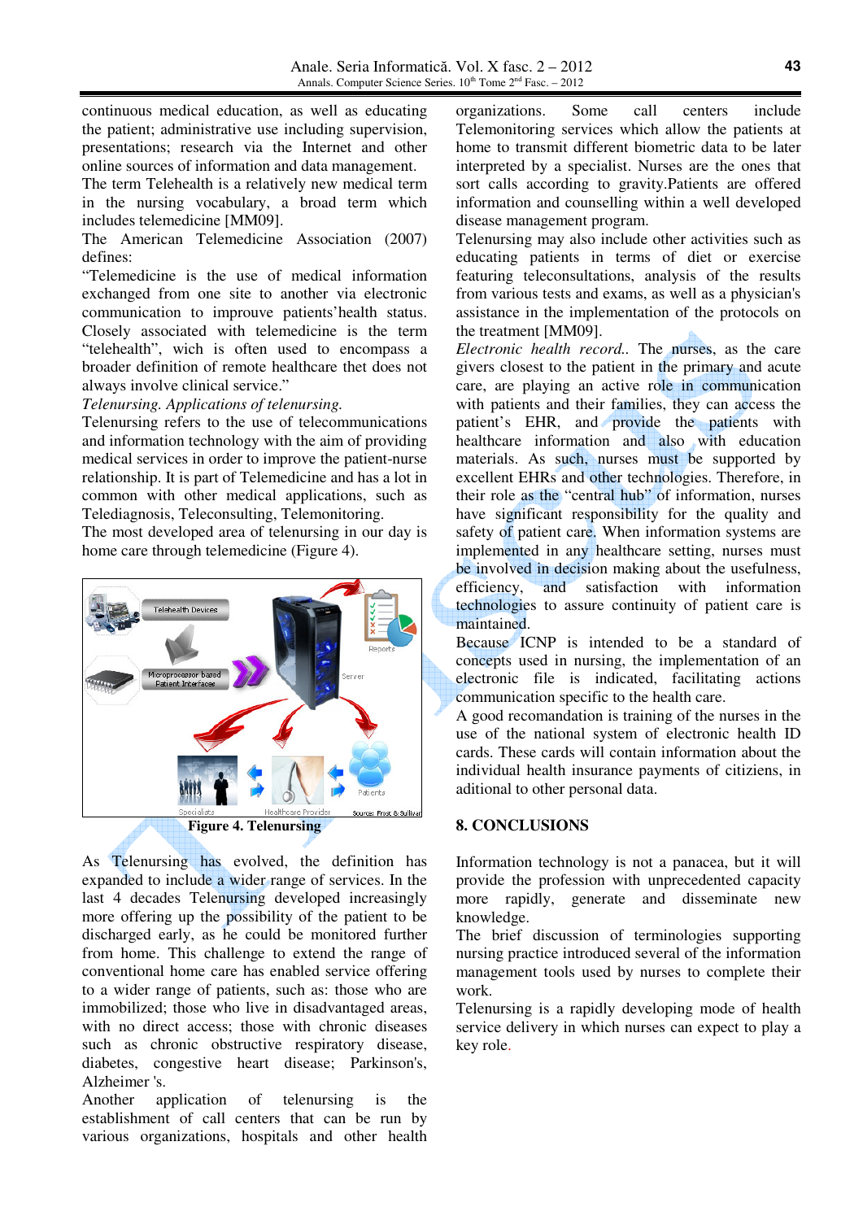continuous medical education, as well as educating the patient; administrative use including supervision, presentations; research via the Internet and other online sources of information and data management.

The term Telehealth is a relatively new medical term in the nursing vocabulary, a broad term which includes telemedicine [MM09].

The American Telemedicine Association (2007) defines:

"Telemedicine is the use of medical information exchanged from one site to another via electronic communication to improuve patients'health status. Closely associated with telemedicine is the term "telehealth", wich is often used to encompass a broader definition of remote healthcare thet does not always involve clinical service."

*Telenursing. Applications of telenursing.*

Telenursing refers to the use of telecommunications and information technology with the aim of providing medical services in order to improve the patient-nurse relationship. It is part of Telemedicine and has a lot in common with other medical applications, such as Telediagnosis, Teleconsulting, Telemonitoring.

The most developed area of telenursing in our day is home care through telemedicine (Figure 4).

**Figure 4. Telenursing**

As Telenursing has evolved, the definition has expanded to include a wider range of services. In the last 4 decades Telenursing developed increasingly more offering up the possibility of the patient to be discharged early, as he could be monitored further from home. This challenge to extend the range of conventional home care has enabled service offering to a wider range of patients, such as: those who are immobilized; those who live in disadvantaged areas, with no direct access; those with chronic diseases such as chronic obstructive respiratory disease, diabetes, congestive heart disease; Parkinson's, Alzheimer 's.

Another application of telenursing is the establishment of call centers that can be run by various organizations, hospitals and other health organizations. Some call centers include Telemonitoring services which allow the patients at home to transmit different biometric data to be later interpreted by a specialist. Nurses are the ones that sort calls according to gravity.Patients are offered information and counselling within a well developed disease management program.

Telenursing may also include other activities such as educating patients in terms of diet or exercise featuring teleconsultations, analysis of the results from various tests and exams, as well as a physician's assistance in the implementation of the protocols on the treatment [MM09].

*Electronic health record..* The nurses, as the care givers closest to the patient in the primary and acute care, are playing an active role in communication with patients and their families, they can access the patient's EHR, and provide the patients with healthcare information and also with education materials. As such, nurses must be supported by excellent EHRs and other technologies. Therefore, in their role as the "central hub" of information, nurses have significant responsibility for the quality and safety of patient care. When information systems are implemented in any healthcare setting, nurses must be involved in decision making about the usefulness, efficiency, and satisfaction with information technologies to assure continuity of patient care is maintained.

Because ICNP is intended to be a standard of concepts used in nursing, the implementation of an electronic file is indicated, facilitating actions communication specific to the health care.

A good recomandation is training of the nurses in the use of the national system of electronic health ID cards. These cards will contain information about the individual health insurance payments of citiziens, in aditional to other personal data.

## 8. CONCLUSIONS

Information technology is not a panacea, but it will provide the profession with unprecedented capacity more rapidly, generate and disseminate new knowledge.

The brief discussion of terminologies supporting nursing practice introduced several of the information management tools used by nurses to complete their work.

Telenursing is a rapidly developing mode of health service delivery in which nurses can expect to play a key role.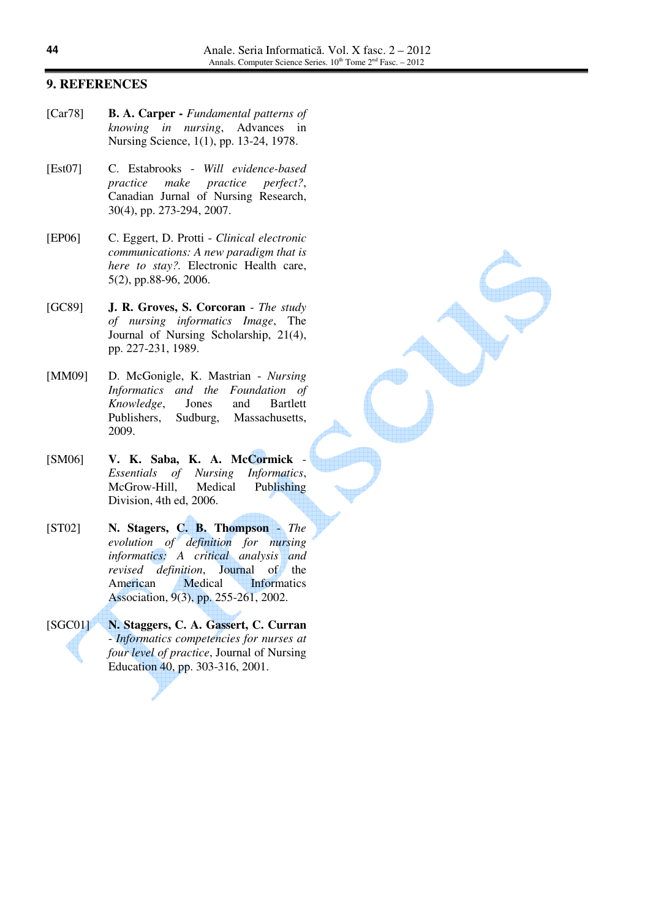## 9. REFERENCES

[Car78] **B. A. Carper -** *Fundamental patterns of knowing in nursing*, Advances in Nursing Science, 1(1), pp. 13-24, 1978.

[Est07] C. Estabrooks - *Will evidence-based practice make practice perfect?*, Canadian Jurnal of Nursing Research, 30(4), pp. 273-294, 2007.

[EP06] C. Eggert, D. Protti - *Clinical electronic communications: A new paradigm that is here to stay?.* Electronic Health care, 5(2), pp.88-96, 2006.

[GC89] **J. R. Groves, S. Corcoran** - *The study of nursing informatics Image*, The Journal of Nursing Scholarship, 21(4), pp. 227-231, 1989.

[MM09] D. McGonigle, K. Mastrian - *Nursing Informatics and the Foundation of Knowledge*, Jones and Bartlett Publishers, Sudburg, Massachusetts, 2009.

[SM06] **V. K. Saba, K. A. McCormick** - *Essentials of Nursing Informatics*, McGrow-Hill, Medical Publishing Division, 4th ed, 2006.

[ST02] **N. Stagers, C. B. Thompson** - *The evolution of definition for nursing informatics: A critical analysis and revised definition*, Journal of the American Medical Informatics Association, 9(3), pp. 255-261, 2002.

[SGC01] **N. Staggers, C. A. Gassert, C. Curran** - *Informatics competencies for nurses at four level of practice*, Journal of Nursing Education 40, pp. 303-316, 2001.